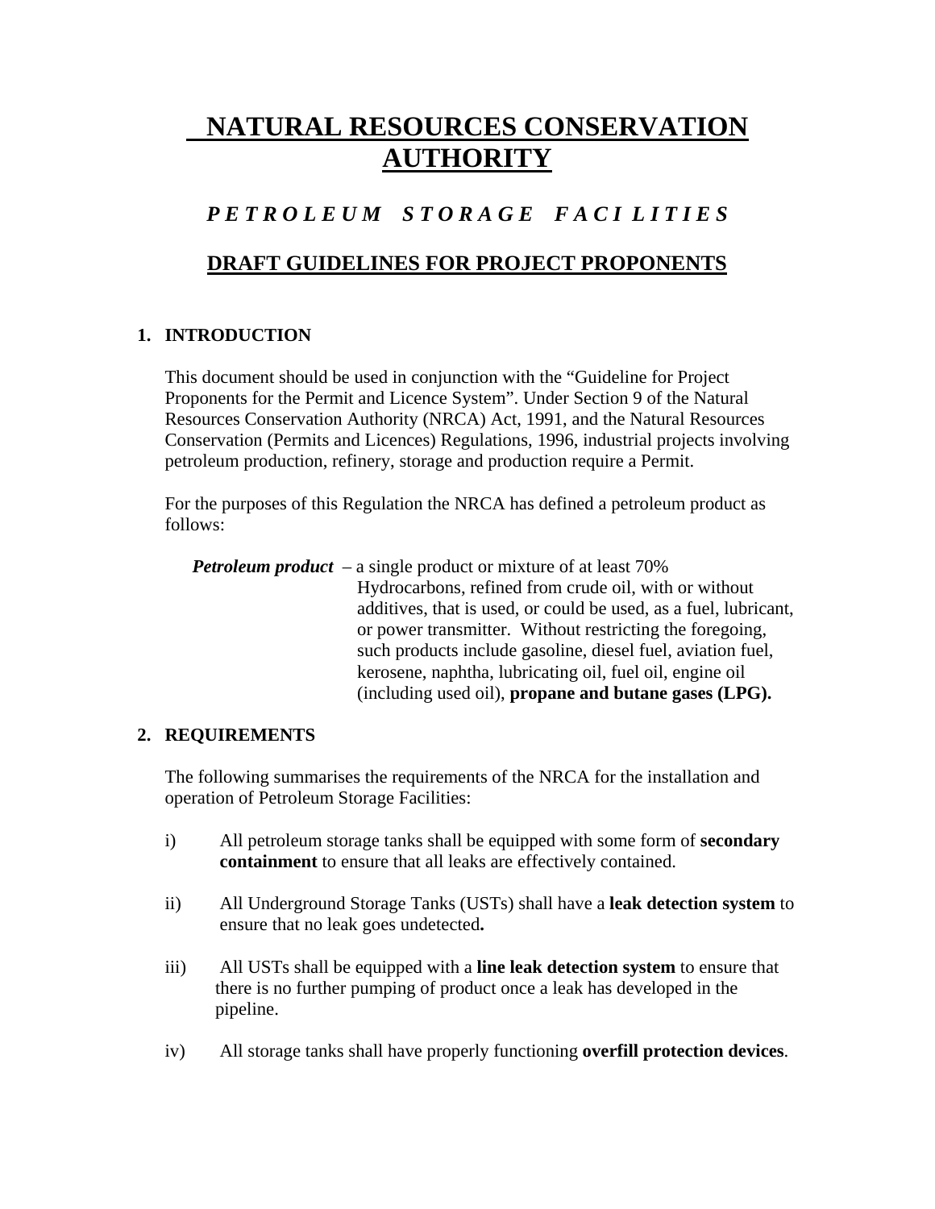# NATURAL RESOURCES CONSERVATION AUTHORITY

## *PETROLEUM STORAGE FACILITIES*

## DRAFT GUIDELINES FOR PROJECT PROPONENTS

### 1. INTRODUCTION

This document should be used in conjunction with the "Guideline for Project Proponents for the Permit and Licence System". Under Section 9 of the Natural Resources Conservation Authority (NRCA) Act, 1991, and the Natural Resources Conservation (Permits and Licences) Regulations, 1996, industrial projects involving petroleum production, refinery, storage and production require a Permit.

For the purposes of this Regulation the NRCA has defined a petroleum product as follows:

> ***Petroleum product*** – a single product or mixture of at least 70% Hydrocarbons, refined from crude oil, with or without additives, that is used, or could be used, as a fuel, lubricant, or power transmitter. Without restricting the foregoing, such products include gasoline, diesel fuel, aviation fuel, kerosene, naphtha, lubricating oil, fuel oil, engine oil (including used oil), **propane and butane gases (LPG).**

### 2. REQUIREMENTS

The following summarises the requirements of the NRCA for the installation and operation of Petroleum Storage Facilities:

i) All petroleum storage tanks shall be equipped with some form of **secondary containment** to ensure that all leaks are effectively contained.

ii) All Underground Storage Tanks (USTs) shall have a **leak detection system** to ensure that no leak goes undetected**.**

iii) All USTs shall be equipped with a **line leak detection system** to ensure that there is no further pumping of product once a leak has developed in the pipeline.

iv) All storage tanks shall have properly functioning **overfill protection devices**.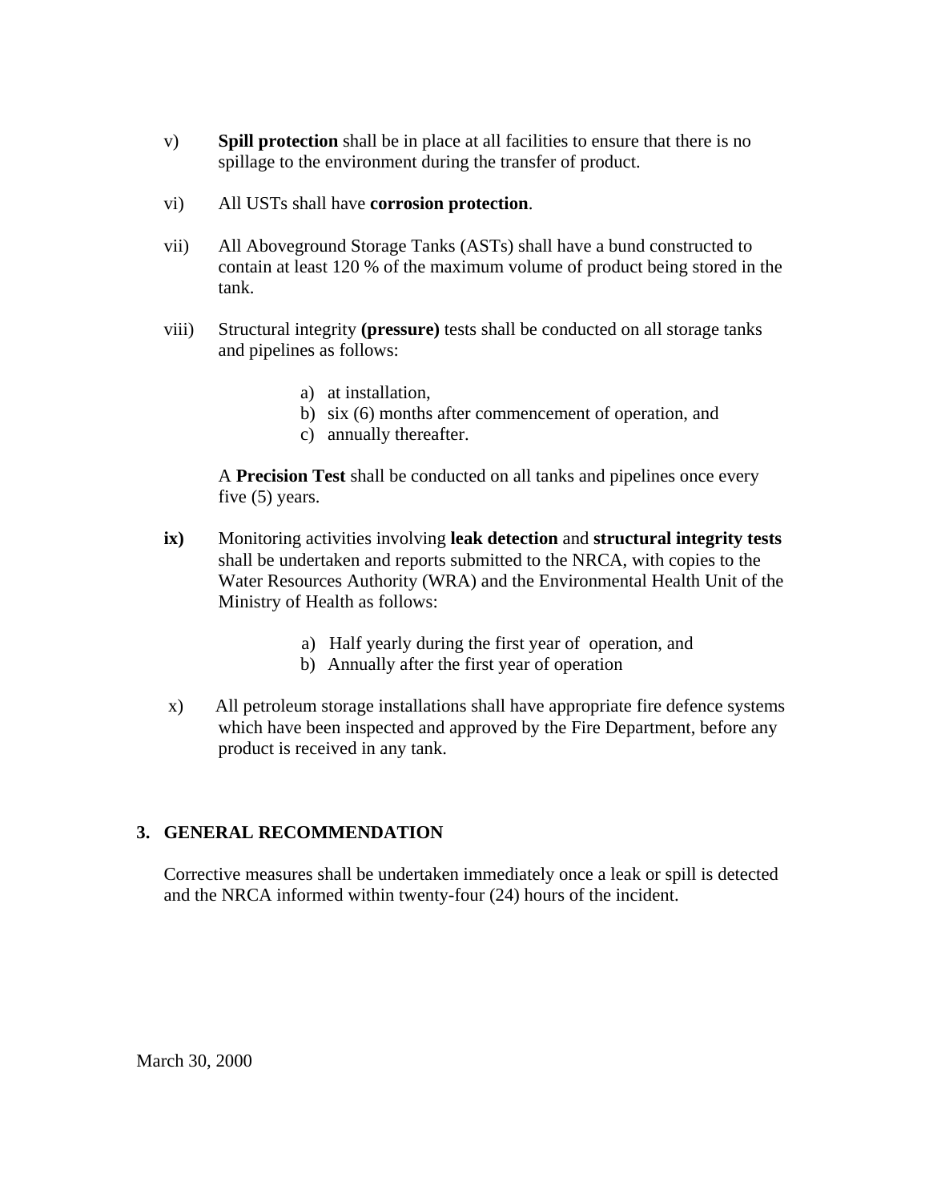v) **Spill protection** shall be in place at all facilities to ensure that there is no spillage to the environment during the transfer of product.

vi) All USTs shall have **corrosion protection**.

vii) All Aboveground Storage Tanks (ASTs) shall have a bund constructed to contain at least 120 % of the maximum volume of product being stored in the tank.

viii) Structural integrity **(pressure)** tests shall be conducted on all storage tanks and pipelines as follows:

  a) at installation,
  b) six (6) months after commencement of operation, and
  c) annually thereafter.

  A **Precision Test** shall be conducted on all tanks and pipelines once every five (5) years.

**ix)** Monitoring activities involving **leak detection** and **structural integrity tests** shall be undertaken and reports submitted to the NRCA, with copies to the Water Resources Authority (WRA) and the Environmental Health Unit of the Ministry of Health as follows:

  a) Half yearly during the first year of operation, and
  b) Annually after the first year of operation

x) All petroleum storage installations shall have appropriate fire defence systems which have been inspected and approved by the Fire Department, before any product is received in any tank.

## 3. GENERAL RECOMMENDATION

Corrective measures shall be undertaken immediately once a leak or spill is detected and the NRCA informed within twenty-four (24) hours of the incident.

March 30, 2000